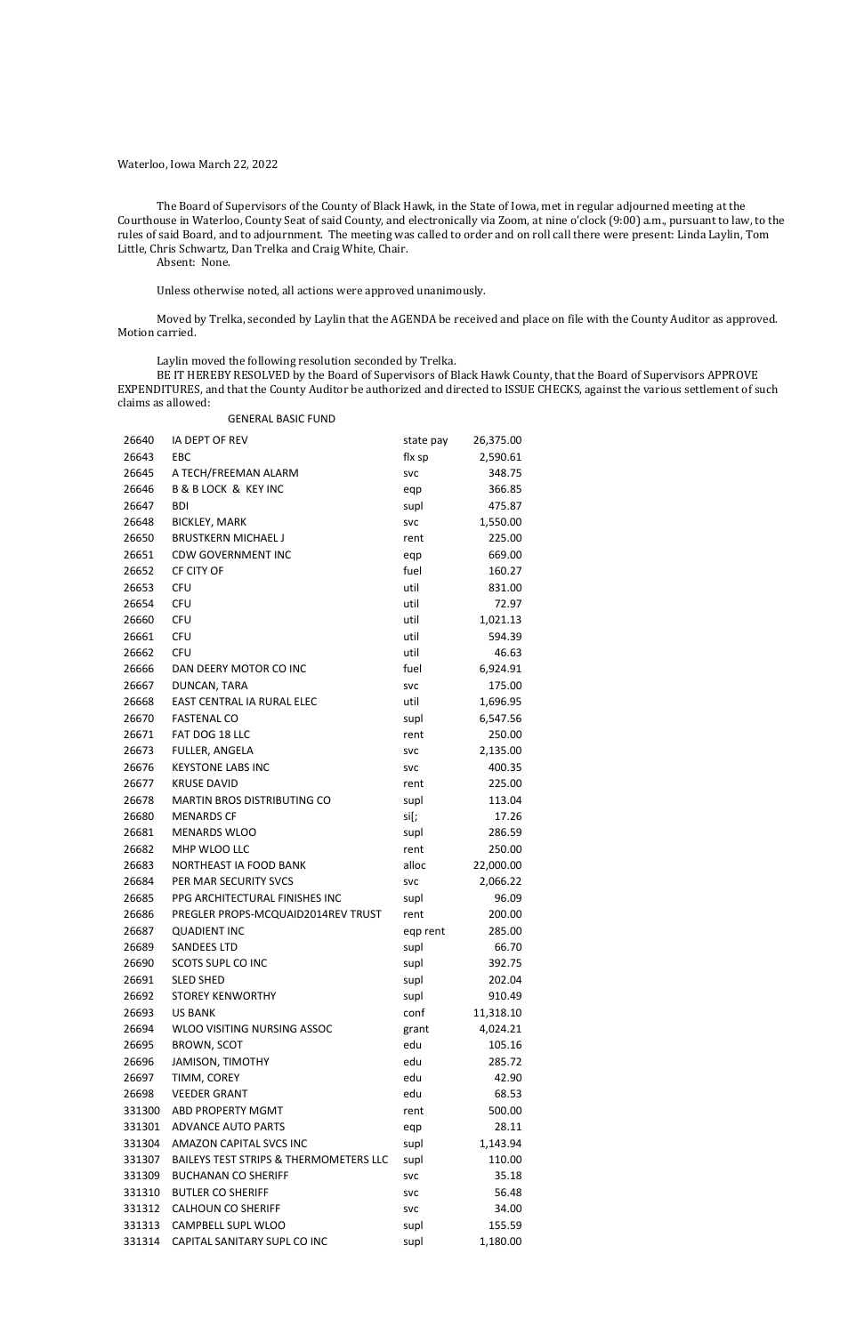Waterloo, Iowa March 22, 2022

The Board of Supervisors of the County of Black Hawk, in the State of Iowa, met in regular adjourned meeting at the Courthouse in Waterloo, County Seat of said County, and electronically via Zoom, at nine o'clock (9:00) a.m., pursuant to law, to the rules of said Board, and to adjournment. The meeting was called to order and on roll call there were present: Linda Laylin, Tom Little, Chris Schwartz, Dan Trelka and Craig White, Chair.
Absent: None.

Unless otherwise noted, all actions were approved unanimously.

Moved by Trelka, seconded by Laylin that the AGENDA be received and place on file with the County Auditor as approved. Motion carried.

Laylin moved the following resolution seconded by Trelka.
BE IT HEREBY RESOLVED by the Board of Supervisors of Black Hawk County, that the Board of Supervisors APPROVE EXPENDITURES, and that the County Auditor be authorized and directed to ISSUE CHECKS, against the various settlement of such claims as allowed:

GENERAL BASIC FUND

| | | | |
|---|---|---|---|
| 26640 | IA DEPT OF REV | state pay | 26,375.00 |
| 26643 | EBC | flx sp | 2,590.61 |
| 26645 | A TECH/FREEMAN ALARM | svc | 348.75 |
| 26646 | B & B LOCK & KEY INC | eqp | 366.85 |
| 26647 | BDI | supl | 475.87 |
| 26648 | BICKLEY, MARK | svc | 1,550.00 |
| 26650 | BRUSTKERN MICHAEL J | rent | 225.00 |
| 26651 | CDW GOVERNMENT INC | eqp | 669.00 |
| 26652 | CF CITY OF | fuel | 160.27 |
| 26653 | CFU | util | 831.00 |
| 26654 | CFU | util | 72.97 |
| 26660 | CFU | util | 1,021.13 |
| 26661 | CFU | util | 594.39 |
| 26662 | CFU | util | 46.63 |
| 26666 | DAN DEERY MOTOR CO INC | fuel | 6,924.91 |
| 26667 | DUNCAN, TARA | svc | 175.00 |
| 26668 | EAST CENTRAL IA RURAL ELEC | util | 1,696.95 |
| 26670 | FASTENAL CO | supl | 6,547.56 |
| 26671 | FAT DOG 18 LLC | rent | 250.00 |
| 26673 | FULLER, ANGELA | svc | 2,135.00 |
| 26676 | KEYSTONE LABS INC | svc | 400.35 |
| 26677 | KRUSE DAVID | rent | 225.00 |
| 26678 | MARTIN BROS DISTRIBUTING CO | supl | 113.04 |
| 26680 | MENARDS CF | si[; | 17.26 |
| 26681 | MENARDS WLOO | supl | 286.59 |
| 26682 | MHP WLOO LLC | rent | 250.00 |
| 26683 | NORTHEAST IA FOOD BANK | alloc | 22,000.00 |
| 26684 | PER MAR SECURITY SVCS | svc | 2,066.22 |
| 26685 | PPG ARCHITECTURAL FINISHES INC | supl | 96.09 |
| 26686 | PREGLER PROPS-MCQUAID2014REV TRUST | rent | 200.00 |
| 26687 | QUADIENT INC | eqp rent | 285.00 |
| 26689 | SANDEES LTD | supl | 66.70 |
| 26690 | SCOTS SUPL CO INC | supl | 392.75 |
| 26691 | SLED SHED | supl | 202.04 |
| 26692 | STOREY KENWORTHY | supl | 910.49 |
| 26693 | US BANK | conf | 11,318.10 |
| 26694 | WLOO VISITING NURSING ASSOC | grant | 4,024.21 |
| 26695 | BROWN, SCOT | edu | 105.16 |
| 26696 | JAMISON, TIMOTHY | edu | 285.72 |
| 26697 | TIMM, COREY | edu | 42.90 |
| 26698 | VEEDER GRANT | edu | 68.53 |
| 331300 | ABD PROPERTY MGMT | rent | 500.00 |
| 331301 | ADVANCE AUTO PARTS | eqp | 28.11 |
| 331304 | AMAZON CAPITAL SVCS INC | supl | 1,143.94 |
| 331307 | BAILEYS TEST STRIPS & THERMOMETERS LLC | supl | 110.00 |
| 331309 | BUCHANAN CO SHERIFF | svc | 35.18 |
| 331310 | BUTLER CO SHERIFF | svc | 56.48 |
| 331312 | CALHOUN CO SHERIFF | svc | 34.00 |
| 331313 | CAMPBELL SUPL WLOO | supl | 155.59 |
| 331314 | CAPITAL SANITARY SUPL CO INC | supl | 1,180.00 |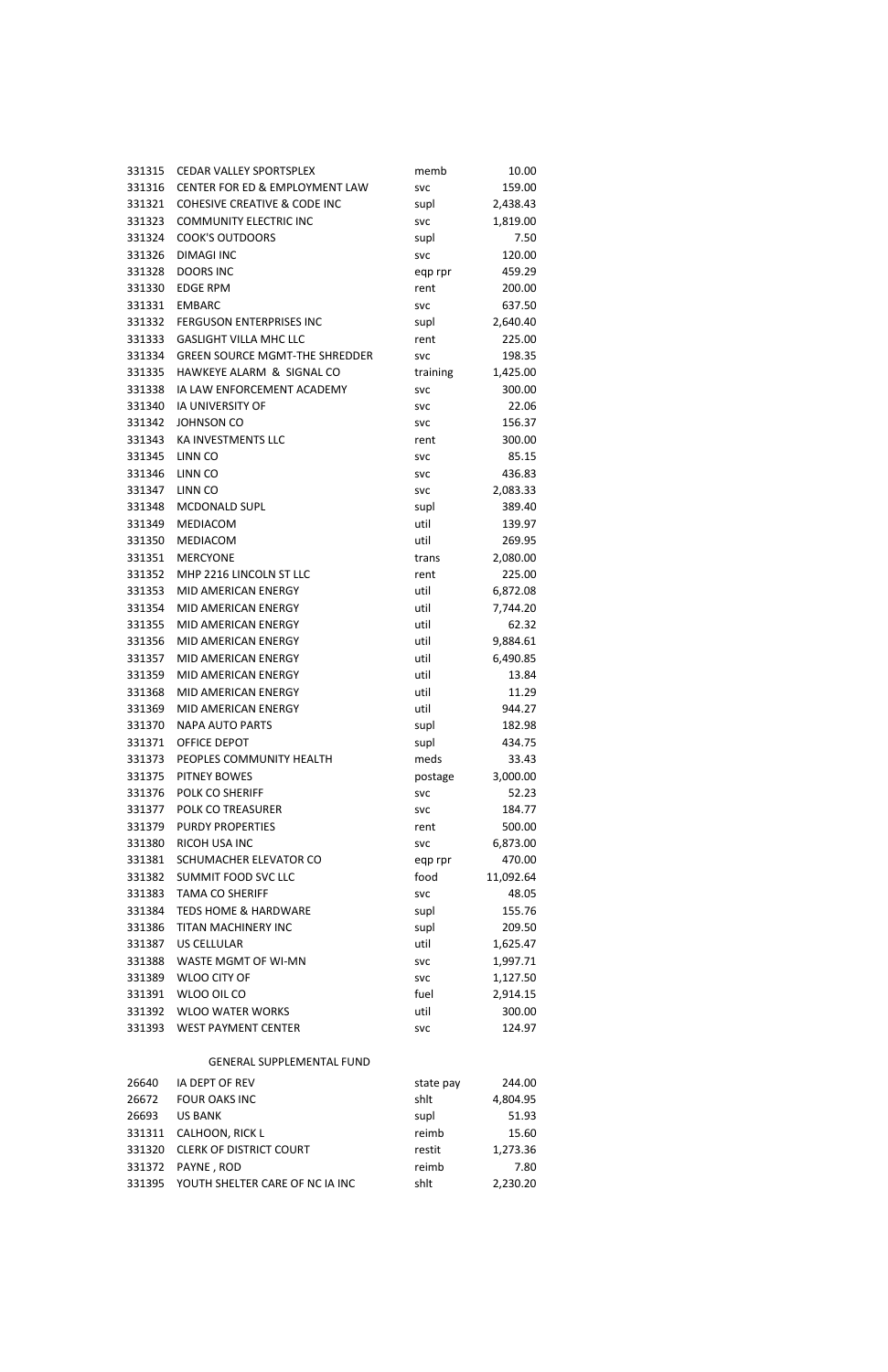| | | | |
|---|---|---|---|
| 331315 | CEDAR VALLEY SPORTSPLEX | memb | 10.00 |
| 331316 | CENTER FOR ED & EMPLOYMENT LAW | svc | 159.00 |
| 331321 | COHESIVE CREATIVE & CODE INC | supl | 2,438.43 |
| 331323 | COMMUNITY ELECTRIC INC | svc | 1,819.00 |
| 331324 | COOK'S OUTDOORS | supl | 7.50 |
| 331326 | DIMAGI INC | svc | 120.00 |
| 331328 | DOORS INC | eqp rpr | 459.29 |
| 331330 | EDGE RPM | rent | 200.00 |
| 331331 | EMBARC | svc | 637.50 |
| 331332 | FERGUSON ENTERPRISES INC | supl | 2,640.40 |
| 331333 | GASLIGHT VILLA MHC LLC | rent | 225.00 |
| 331334 | GREEN SOURCE MGMT-THE SHREDDER | svc | 198.35 |
| 331335 | HAWKEYE ALARM & SIGNAL CO | training | 1,425.00 |
| 331338 | IA LAW ENFORCEMENT ACADEMY | svc | 300.00 |
| 331340 | IA UNIVERSITY OF | svc | 22.06 |
| 331342 | JOHNSON CO | svc | 156.37 |
| 331343 | KA INVESTMENTS LLC | rent | 300.00 |
| 331345 | LINN CO | svc | 85.15 |
| 331346 | LINN CO | svc | 436.83 |
| 331347 | LINN CO | svc | 2,083.33 |
| 331348 | MCDONALD SUPL | supl | 389.40 |
| 331349 | MEDIACOM | util | 139.97 |
| 331350 | MEDIACOM | util | 269.95 |
| 331351 | MERCYONE | trans | 2,080.00 |
| 331352 | MHP 2216 LINCOLN ST LLC | rent | 225.00 |
| 331353 | MID AMERICAN ENERGY | util | 6,872.08 |
| 331354 | MID AMERICAN ENERGY | util | 7,744.20 |
| 331355 | MID AMERICAN ENERGY | util | 62.32 |
| 331356 | MID AMERICAN ENERGY | util | 9,884.61 |
| 331357 | MID AMERICAN ENERGY | util | 6,490.85 |
| 331359 | MID AMERICAN ENERGY | util | 13.84 |
| 331368 | MID AMERICAN ENERGY | util | 11.29 |
| 331369 | MID AMERICAN ENERGY | util | 944.27 |
| 331370 | NAPA AUTO PARTS | supl | 182.98 |
| 331371 | OFFICE DEPOT | supl | 434.75 |
| 331373 | PEOPLES COMMUNITY HEALTH | meds | 33.43 |
| 331375 | PITNEY BOWES | postage | 3,000.00 |
| 331376 | POLK CO SHERIFF | svc | 52.23 |
| 331377 | POLK CO TREASURER | svc | 184.77 |
| 331379 | PURDY PROPERTIES | rent | 500.00 |
| 331380 | RICOH USA INC | svc | 6,873.00 |
| 331381 | SCHUMACHER ELEVATOR CO | eqp rpr | 470.00 |
| 331382 | SUMMIT FOOD SVC LLC | food | 11,092.64 |
| 331383 | TAMA CO SHERIFF | svc | 48.05 |
| 331384 | TEDS HOME & HARDWARE | supl | 155.76 |
| 331386 | TITAN MACHINERY INC | supl | 209.50 |
| 331387 | US CELLULAR | util | 1,625.47 |
| 331388 | WASTE MGMT OF WI-MN | svc | 1,997.71 |
| 331389 | WLOO CITY OF | svc | 1,127.50 |
| 331391 | WLOO OIL CO | fuel | 2,914.15 |
| 331392 | WLOO WATER WORKS | util | 300.00 |
| 331393 | WEST PAYMENT CENTER | svc | 124.97 |

GENERAL SUPPLEMENTAL FUND

| | | | |
|---|---|---|---|
| 26640 | IA DEPT OF REV | state pay | 244.00 |
| 26672 | FOUR OAKS INC | shlt | 4,804.95 |
| 26693 | US BANK | supl | 51.93 |
| 331311 | CALHOON, RICK L | reimb | 15.60 |
| 331320 | CLERK OF DISTRICT COURT | restit | 1,273.36 |
| 331372 | PAYNE , ROD | reimb | 7.80 |
| 331395 | YOUTH SHELTER CARE OF NC IA INC | shlt | 2,230.20 |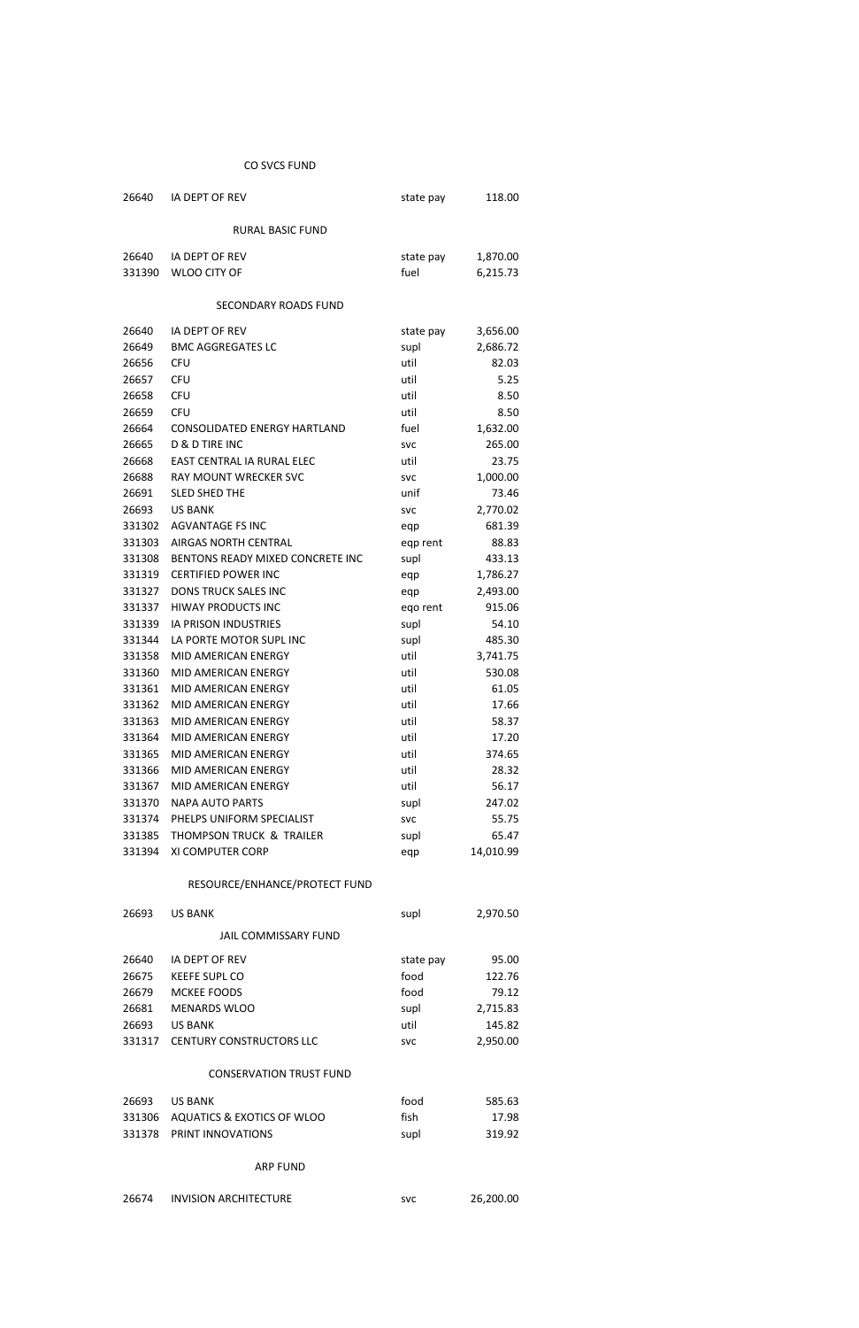## CO SVCS FUND

| | | | |
|---|---|---|---|
| 26640 | IA DEPT OF REV | state pay | 118.00 |

## RURAL BASIC FUND

| | | | |
|---|---|---|---|
| 26640 | IA DEPT OF REV | state pay | 1,870.00 |
| 331390 | WLOO CITY OF | fuel | 6,215.73 |

## SECONDARY ROADS FUND

| | | | |
|---|---|---|---|
| 26640 | IA DEPT OF REV | state pay | 3,656.00 |
| 26649 | BMC AGGREGATES LC | supl | 2,686.72 |
| 26656 | CFU | util | 82.03 |
| 26657 | CFU | util | 5.25 |
| 26658 | CFU | util | 8.50 |
| 26659 | CFU | util | 8.50 |
| 26664 | CONSOLIDATED ENERGY HARTLAND | fuel | 1,632.00 |
| 26665 | D & D TIRE INC | svc | 265.00 |
| 26668 | EAST CENTRAL IA RURAL ELEC | util | 23.75 |
| 26688 | RAY MOUNT WRECKER SVC | svc | 1,000.00 |
| 26691 | SLED SHED THE | unif | 73.46 |
| 26693 | US BANK | svc | 2,770.02 |
| 331302 | AGVANTAGE FS INC | eqp | 681.39 |
| 331303 | AIRGAS NORTH CENTRAL | eqp rent | 88.83 |
| 331308 | BENTONS READY MIXED CONCRETE INC | supl | 433.13 |
| 331319 | CERTIFIED POWER INC | eqp | 1,786.27 |
| 331327 | DONS TRUCK SALES INC | eqp | 2,493.00 |
| 331337 | HIWAY PRODUCTS INC | eqo rent | 915.06 |
| 331339 | IA PRISON INDUSTRIES | supl | 54.10 |
| 331344 | LA PORTE MOTOR SUPL INC | supl | 485.30 |
| 331358 | MID AMERICAN ENERGY | util | 3,741.75 |
| 331360 | MID AMERICAN ENERGY | util | 530.08 |
| 331361 | MID AMERICAN ENERGY | util | 61.05 |
| 331362 | MID AMERICAN ENERGY | util | 17.66 |
| 331363 | MID AMERICAN ENERGY | util | 58.37 |
| 331364 | MID AMERICAN ENERGY | util | 17.20 |
| 331365 | MID AMERICAN ENERGY | util | 374.65 |
| 331366 | MID AMERICAN ENERGY | util | 28.32 |
| 331367 | MID AMERICAN ENERGY | util | 56.17 |
| 331370 | NAPA AUTO PARTS | supl | 247.02 |
| 331374 | PHELPS UNIFORM SPECIALIST | svc | 55.75 |
| 331385 | THOMPSON TRUCK & TRAILER | supl | 65.47 |
| 331394 | XI COMPUTER CORP | eqp | 14,010.99 |

## RESOURCE/ENHANCE/PROTECT FUND

| | | | |
|---|---|---|---|
| 26693 | US BANK | supl | 2,970.50 |

## JAIL COMMISSARY FUND

| | | | |
|---|---|---|---|
| 26640 | IA DEPT OF REV | state pay | 95.00 |
| 26675 | KEEFE SUPL CO | food | 122.76 |
| 26679 | MCKEE FOODS | food | 79.12 |
| 26681 | MENARDS WLOO | supl | 2,715.83 |
| 26693 | US BANK | util | 145.82 |
| 331317 | CENTURY CONSTRUCTORS LLC | svc | 2,950.00 |

## CONSERVATION TRUST FUND

| | | | |
|---|---|---|---|
| 26693 | US BANK | food | 585.63 |
| 331306 | AQUATICS & EXOTICS OF WLOO | fish | 17.98 |
| 331378 | PRINT INNOVATIONS | supl | 319.92 |

## ARP FUND

| | | | |
|---|---|---|---|
| 26674 | INVISION ARCHITECTURE | svc | 26,200.00 |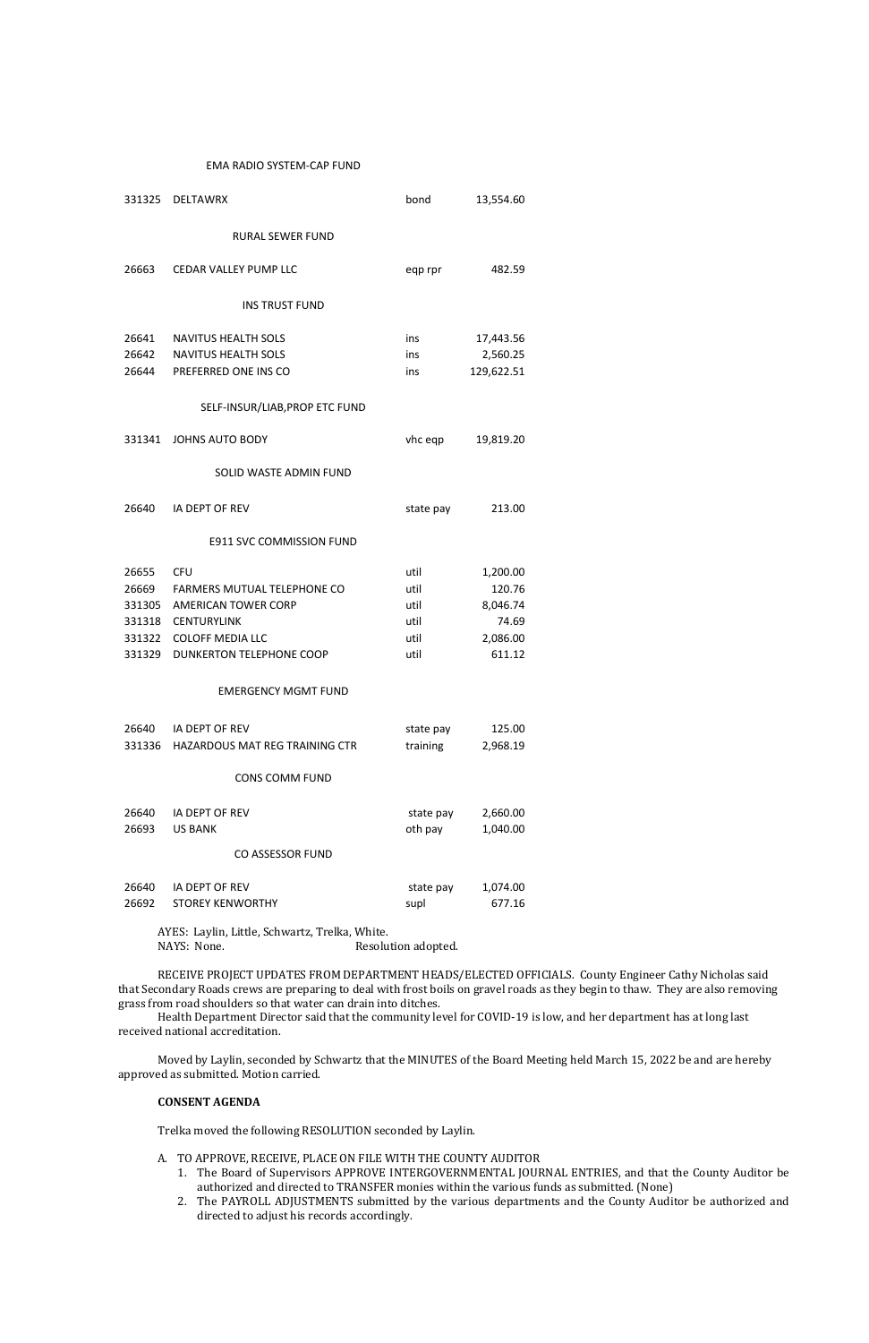EMA RADIO SYSTEM-CAP FUND

| | | | |
|---|---|---|---|
| 331325 | DELTAWRX | bond | 13,554.60 |

RURAL SEWER FUND

| | | | |
|---|---|---|---|
| 26663 | CEDAR VALLEY PUMP LLC | eqp rpr | 482.59 |

INS TRUST FUND

| | | | |
|---|---|---|---|
| 26641 | NAVITUS HEALTH SOLS | ins | 17,443.56 |
| 26642 | NAVITUS HEALTH SOLS | ins | 2,560.25 |
| 26644 | PREFERRED ONE INS CO | ins | 129,622.51 |

SELF-INSUR/LIAB,PROP ETC FUND

| | | | |
|---|---|---|---|
| 331341 | JOHNS AUTO BODY | vhc eqp | 19,819.20 |

SOLID WASTE ADMIN FUND

| | | | |
|---|---|---|---|
| 26640 | IA DEPT OF REV | state pay | 213.00 |

E911 SVC COMMISSION FUND

| | | | |
|---|---|---|---|
| 26655 | CFU | util | 1,200.00 |
| 26669 | FARMERS MUTUAL TELEPHONE CO | util | 120.76 |
| 331305 | AMERICAN TOWER CORP | util | 8,046.74 |
| 331318 | CENTURYLINK | util | 74.69 |
| 331322 | COLOFF MEDIA LLC | util | 2,086.00 |
| 331329 | DUNKERTON TELEPHONE COOP | util | 611.12 |

EMERGENCY MGMT FUND

| | | | |
|---|---|---|---|
| 26640 | IA DEPT OF REV | state pay | 125.00 |
| 331336 | HAZARDOUS MAT REG TRAINING CTR | training | 2,968.19 |

CONS COMM FUND

| | | | |
|---|---|---|---|
| 26640 | IA DEPT OF REV | state pay | 2,660.00 |
| 26693 | US BANK | oth pay | 1,040.00 |

CO ASSESSOR FUND

| | | | |
|---|---|---|---|
| 26640 | IA DEPT OF REV | state pay | 1,074.00 |
| 26692 | STOREY KENWORTHY | supl | 677.16 |

AYES: Laylin, Little, Schwartz, Trelka, White.
NAYS: None. Resolution adopted.

RECEIVE PROJECT UPDATES FROM DEPARTMENT HEADS/ELECTED OFFICIALS. County Engineer Cathy Nicholas said that Secondary Roads crews are preparing to deal with frost boils on gravel roads as they begin to thaw. They are also removing grass from road shoulders so that water can drain into ditches.

Health Department Director said that the community level for COVID-19 is low, and her department has at long last received national accreditation.

Moved by Laylin, seconded by Schwartz that the MINUTES of the Board Meeting held March 15, 2022 be and are hereby approved as submitted. Motion carried.

**CONSENT AGENDA**

Trelka moved the following RESOLUTION seconded by Laylin.

A. TO APPROVE, RECEIVE, PLACE ON FILE WITH THE COUNTY AUDITOR
   1. The Board of Supervisors APPROVE INTERGOVERNMENTAL JOURNAL ENTRIES, and that the County Auditor be authorized and directed to TRANSFER monies within the various funds as submitted. (None)
   2. The PAYROLL ADJUSTMENTS submitted by the various departments and the County Auditor be authorized and directed to adjust his records accordingly.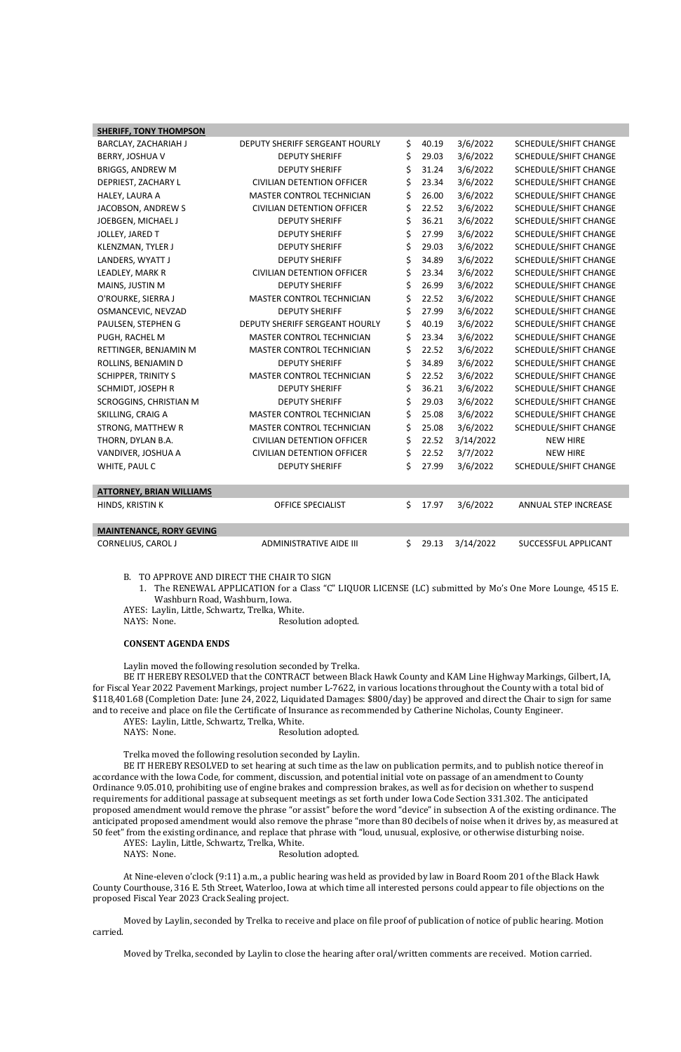| SHERIFF, TONY THOMPSON | | | | |
|---|---|---|---|---|
| BARCLAY, ZACHARIAH J | DEPUTY SHERIFF SERGEANT HOURLY | $ 40.19 | 3/6/2022 | SCHEDULE/SHIFT CHANGE |
| BERRY, JOSHUA V | DEPUTY SHERIFF | $ 29.03 | 3/6/2022 | SCHEDULE/SHIFT CHANGE |
| BRIGGS, ANDREW M | DEPUTY SHERIFF | $ 31.24 | 3/6/2022 | SCHEDULE/SHIFT CHANGE |
| DEPRIEST, ZACHARY L | CIVILIAN DETENTION OFFICER | $ 23.34 | 3/6/2022 | SCHEDULE/SHIFT CHANGE |
| HALEY, LAURA A | MASTER CONTROL TECHNICIAN | $ 26.00 | 3/6/2022 | SCHEDULE/SHIFT CHANGE |
| JACOBSON, ANDREW S | CIVILIAN DETENTION OFFICER | $ 22.52 | 3/6/2022 | SCHEDULE/SHIFT CHANGE |
| JOEBGEN, MICHAEL J | DEPUTY SHERIFF | $ 36.21 | 3/6/2022 | SCHEDULE/SHIFT CHANGE |
| JOLLEY, JARED T | DEPUTY SHERIFF | $ 27.99 | 3/6/2022 | SCHEDULE/SHIFT CHANGE |
| KLENZMAN, TYLER J | DEPUTY SHERIFF | $ 29.03 | 3/6/2022 | SCHEDULE/SHIFT CHANGE |
| LANDERS, WYATT J | DEPUTY SHERIFF | $ 34.89 | 3/6/2022 | SCHEDULE/SHIFT CHANGE |
| LEADLEY, MARK R | CIVILIAN DETENTION OFFICER | $ 23.34 | 3/6/2022 | SCHEDULE/SHIFT CHANGE |
| MAINS, JUSTIN M | DEPUTY SHERIFF | $ 26.99 | 3/6/2022 | SCHEDULE/SHIFT CHANGE |
| O'ROURKE, SIERRA J | MASTER CONTROL TECHNICIAN | $ 22.52 | 3/6/2022 | SCHEDULE/SHIFT CHANGE |
| OSMANCEVIC, NEVZAD | DEPUTY SHERIFF | $ 27.99 | 3/6/2022 | SCHEDULE/SHIFT CHANGE |
| PAULSEN, STEPHEN G | DEPUTY SHERIFF SERGEANT HOURLY | $ 40.19 | 3/6/2022 | SCHEDULE/SHIFT CHANGE |
| PUGH, RACHEL M | MASTER CONTROL TECHNICIAN | $ 23.34 | 3/6/2022 | SCHEDULE/SHIFT CHANGE |
| RETTINGER, BENJAMIN M | MASTER CONTROL TECHNICIAN | $ 22.52 | 3/6/2022 | SCHEDULE/SHIFT CHANGE |
| ROLLINS, BENJAMIN D | DEPUTY SHERIFF | $ 34.89 | 3/6/2022 | SCHEDULE/SHIFT CHANGE |
| SCHIPPER, TRINITY S | MASTER CONTROL TECHNICIAN | $ 22.52 | 3/6/2022 | SCHEDULE/SHIFT CHANGE |
| SCHMIDT, JOSEPH R | DEPUTY SHERIFF | $ 36.21 | 3/6/2022 | SCHEDULE/SHIFT CHANGE |
| SCROGGINS, CHRISTIAN M | DEPUTY SHERIFF | $ 29.03 | 3/6/2022 | SCHEDULE/SHIFT CHANGE |
| SKILLING, CRAIG A | MASTER CONTROL TECHNICIAN | $ 25.08 | 3/6/2022 | SCHEDULE/SHIFT CHANGE |
| STRONG, MATTHEW R | MASTER CONTROL TECHNICIAN | $ 25.08 | 3/6/2022 | SCHEDULE/SHIFT CHANGE |
| THORN, DYLAN B.A. | CIVILIAN DETENTION OFFICER | $ 22.52 | 3/14/2022 | NEW HIRE |
| VANDIVER, JOSHUA A | CIVILIAN DETENTION OFFICER | $ 22.52 | 3/7/2022 | NEW HIRE |
| WHITE, PAUL C | DEPUTY SHERIFF | $ 27.99 | 3/6/2022 | SCHEDULE/SHIFT CHANGE |
| **ATTORNEY, BRIAN WILLIAMS** | | | | |
| HINDS, KRISTIN K | OFFICE SPECIALIST | $ 17.97 | 3/6/2022 | ANNUAL STEP INCREASE |
| **MAINTENANCE, RORY GEVING** | | | | |
| CORNELIUS, CAROL J | ADMINISTRATIVE AIDE III | $ 29.13 | 3/14/2022 | SUCCESSFUL APPLICANT |

B. TO APPROVE AND DIRECT THE CHAIR TO SIGN

1. The RENEWAL APPLICATION for a Class "C" LIQUOR LICENSE (LC) submitted by Mo's One More Lounge, 4515 E. Washburn Road, Washburn, Iowa.

AYES: Laylin, Little, Schwartz, Trelka, White.
NAYS: None. Resolution adopted.

**CONSENT AGENDA ENDS**

Laylin moved the following resolution seconded by Trelka.

BE IT HEREBY RESOLVED that the CONTRACT between Black Hawk County and KAM Line Highway Markings, Gilbert, IA, for Fiscal Year 2022 Pavement Markings, project number L-7622, in various locations throughout the County with a total bid of $118,401.68 (Completion Date: June 24, 2022, Liquidated Damages: $800/day) be approved and direct the Chair to sign for same and to receive and place on file the Certificate of Insurance as recommended by Catherine Nicholas, County Engineer.

AYES: Laylin, Little, Schwartz, Trelka, White.
NAYS: None. Resolution adopted.

Trelka moved the following resolution seconded by Laylin.

BE IT HEREBY RESOLVED to set hearing at such time as the law on publication permits, and to publish notice thereof in accordance with the Iowa Code, for comment, discussion, and potential initial vote on passage of an amendment to County Ordinance 9.05.010, prohibiting use of engine brakes and compression brakes, as well as for decision on whether to suspend requirements for additional passage at subsequent meetings as set forth under Iowa Code Section 331.302. The anticipated proposed amendment would remove the phrase "or assist" before the word "device" in subsection A of the existing ordinance. The anticipated proposed amendment would also remove the phrase "more than 80 decibels of noise when it drives by, as measured at 50 feet" from the existing ordinance, and replace that phrase with "loud, unusual, explosive, or otherwise disturbing noise.

AYES: Laylin, Little, Schwartz, Trelka, White.
NAYS: None. Resolution adopted.

At Nine-eleven o'clock (9:11) a.m., a public hearing was held as provided by law in Board Room 201 of the Black Hawk County Courthouse, 316 E. 5th Street, Waterloo, Iowa at which time all interested persons could appear to file objections on the proposed Fiscal Year 2023 Crack Sealing project.

Moved by Laylin, seconded by Trelka to receive and place on file proof of publication of notice of public hearing. Motion carried.

Moved by Trelka, seconded by Laylin to close the hearing after oral/written comments are received. Motion carried.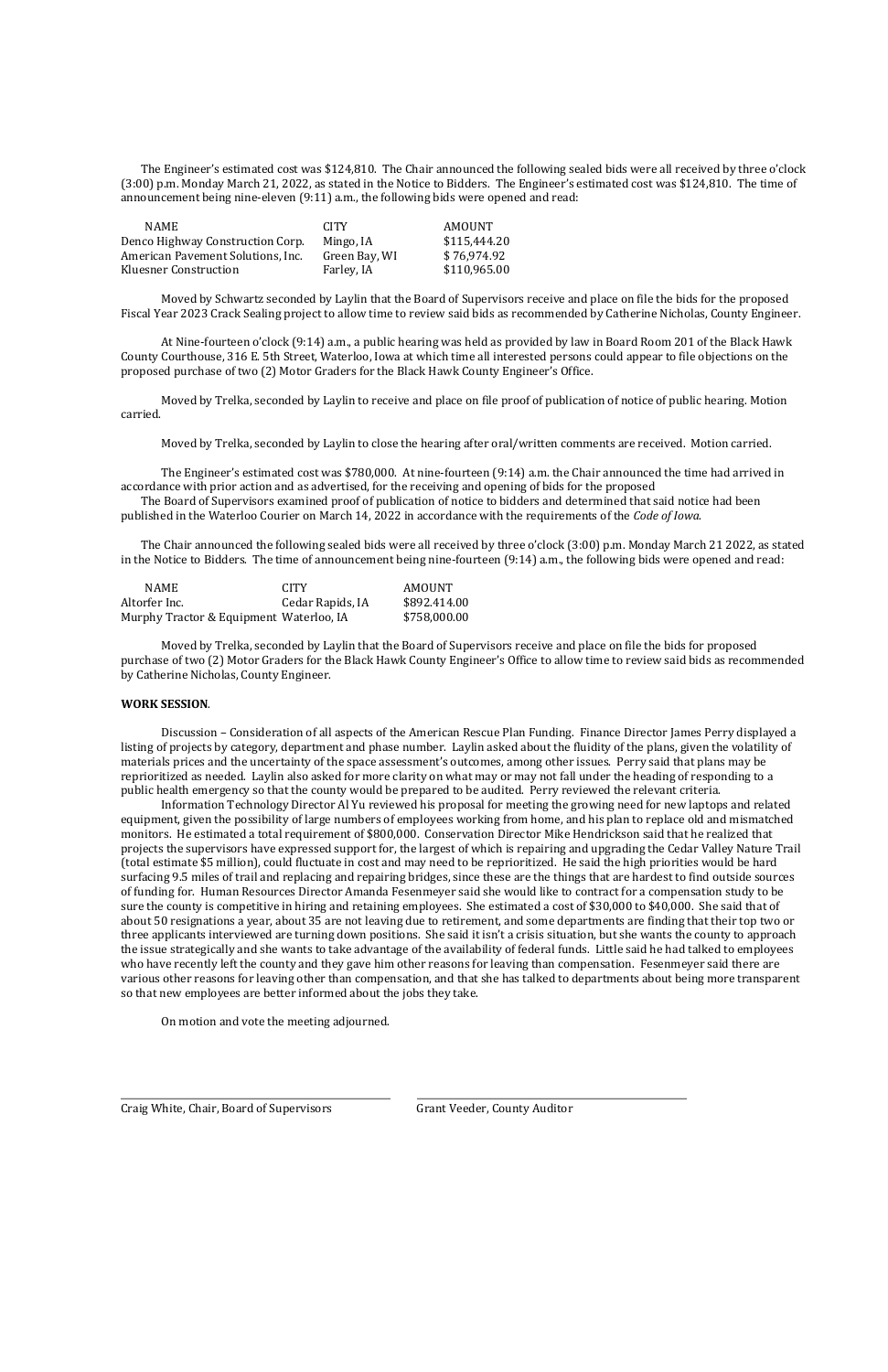The Engineer's estimated cost was $124,810. The Chair announced the following sealed bids were all received by three o'clock (3:00) p.m. Monday March 21, 2022, as stated in the Notice to Bidders. The Engineer's estimated cost was $124,810. The time of announcement being nine-eleven (9:11) a.m., the following bids were opened and read:

| NAME | CITY | AMOUNT |
|---|---|---|
| Denco Highway Construction Corp. | Mingo, IA | $115,444.20 |
| American Pavement Solutions, Inc. | Green Bay, WI | $ 76,974.92 |
| Kluesner Construction | Farley, IA | $110,965.00 |

Moved by Schwartz seconded by Laylin that the Board of Supervisors receive and place on file the bids for the proposed Fiscal Year 2023 Crack Sealing project to allow time to review said bids as recommended by Catherine Nicholas, County Engineer.

At Nine-fourteen o'clock (9:14) a.m., a public hearing was held as provided by law in Board Room 201 of the Black Hawk County Courthouse, 316 E. 5th Street, Waterloo, Iowa at which time all interested persons could appear to file objections on the proposed purchase of two (2) Motor Graders for the Black Hawk County Engineer's Office.

Moved by Trelka, seconded by Laylin to receive and place on file proof of publication of notice of public hearing. Motion carried.

Moved by Trelka, seconded by Laylin to close the hearing after oral/written comments are received. Motion carried.

The Engineer's estimated cost was $780,000. At nine-fourteen (9:14) a.m. the Chair announced the time had arrived in accordance with prior action and as advertised, for the receiving and opening of bids for the proposed

The Board of Supervisors examined proof of publication of notice to bidders and determined that said notice had been published in the Waterloo Courier on March 14, 2022 in accordance with the requirements of the *Code of Iowa*.

The Chair announced the following sealed bids were all received by three o'clock (3:00) p.m. Monday March 21 2022, as stated in the Notice to Bidders. The time of announcement being nine-fourteen (9:14) a.m., the following bids were opened and read:

| NAME | CITY | AMOUNT |
|---|---|---|
| Altorfer Inc. | Cedar Rapids, IA | $892.414.00 |
| Murphy Tractor & Equipment | Waterloo, IA | $758,000.00 |

Moved by Trelka, seconded by Laylin that the Board of Supervisors receive and place on file the bids for proposed purchase of two (2) Motor Graders for the Black Hawk County Engineer's Office to allow time to review said bids as recommended by Catherine Nicholas, County Engineer.

**WORK SESSION**.

Discussion – Consideration of all aspects of the American Rescue Plan Funding. Finance Director James Perry displayed a listing of projects by category, department and phase number. Laylin asked about the fluidity of the plans, given the volatility of materials prices and the uncertainty of the space assessment's outcomes, among other issues. Perry said that plans may be reprioritized as needed. Laylin also asked for more clarity on what may or may not fall under the heading of responding to a public health emergency so that the county would be prepared to be audited. Perry reviewed the relevant criteria.

Information Technology Director Al Yu reviewed his proposal for meeting the growing need for new laptops and related equipment, given the possibility of large numbers of employees working from home, and his plan to replace old and mismatched monitors. He estimated a total requirement of $800,000. Conservation Director Mike Hendrickson said that he realized that projects the supervisors have expressed support for, the largest of which is repairing and upgrading the Cedar Valley Nature Trail (total estimate $5 million), could fluctuate in cost and may need to be reprioritized. He said the high priorities would be hard surfacing 9.5 miles of trail and replacing and repairing bridges, since these are the things that are hardest to find outside sources of funding for. Human Resources Director Amanda Fesenmeyer said she would like to contract for a compensation study to be sure the county is competitive in hiring and retaining employees. She estimated a cost of $30,000 to $40,000. She said that of about 50 resignations a year, about 35 are not leaving due to retirement, and some departments are finding that their top two or three applicants interviewed are turning down positions. She said it isn't a crisis situation, but she wants the county to approach the issue strategically and she wants to take advantage of the availability of federal funds. Little said he had talked to employees who have recently left the county and they gave him other reasons for leaving than compensation. Fesenmeyer said there are various other reasons for leaving other than compensation, and that she has talked to departments about being more transparent so that new employees are better informed about the jobs they take.

On motion and vote the meeting adjourned.

Craig White, Chair, Board of Supervisors

Grant Veeder, County Auditor